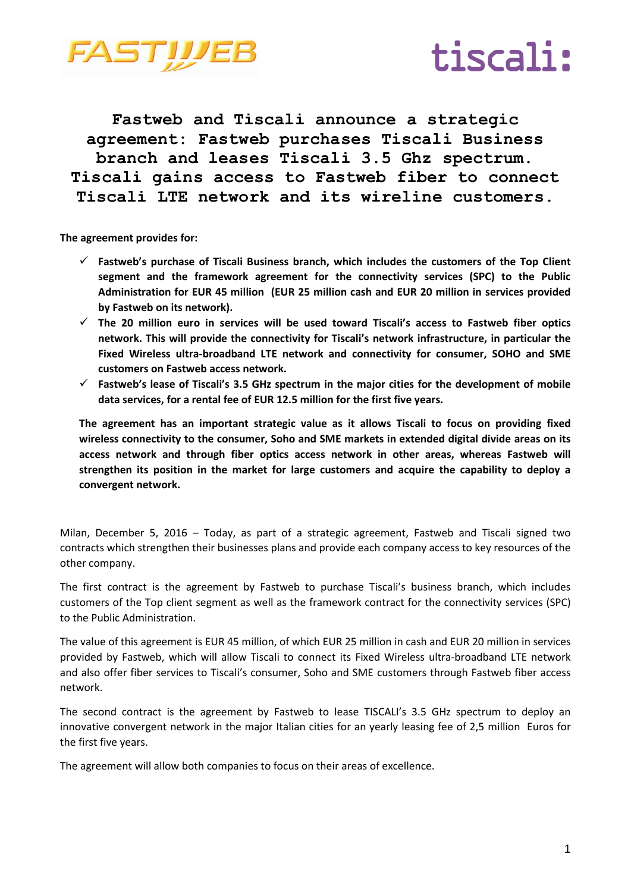# Fastweb and Tiscali announce a strategic agreement: Fastweb purchases Tiscali Business branch and leases Tiscali 3.5 Ghz spectrum. Tiscali gains access to Fastweb fiber to connect Tiscali LTE network and its wireline customers.

**The agreement provides for:**

- ✓ **Fastweb's purchase of Tiscali Business branch, which includes the customers of the Top Client segment and the framework agreement for the connectivity services (SPC) to the Public Administration for EUR 45 million (EUR 25 million cash and EUR 20 million in services provided by Fastweb on its network).**
- ✓ **The 20 million euro in services will be used toward Tiscali's access to Fastweb fiber optics network. This will provide the connectivity for Tiscali's network infrastructure, in particular the Fixed Wireless ultra-broadband LTE network and connectivity for consumer, SOHO and SME customers on Fastweb access network.**
- ✓ **Fastweb's lease of Tiscali's 3.5 GHz spectrum in the major cities for the development of mobile data services, for a rental fee of EUR 12.5 million for the first five years.**

**The agreement has an important strategic value as it allows Tiscali to focus on providing fixed wireless connectivity to the consumer, Soho and SME markets in extended digital divide areas on its access network and through fiber optics access network in other areas, whereas Fastweb will strengthen its position in the market for large customers and acquire the capability to deploy a convergent network.**

Milan, December 5, 2016 – Today, as part of a strategic agreement, Fastweb and Tiscali signed two contracts which strengthen their businesses plans and provide each company access to key resources of the other company.

The first contract is the agreement by Fastweb to purchase Tiscali's business branch, which includes customers of the Top client segment as well as the framework contract for the connectivity services (SPC) to the Public Administration.

The value of this agreement is EUR 45 million, of which EUR 25 million in cash and EUR 20 million in services provided by Fastweb, which will allow Tiscali to connect its Fixed Wireless ultra-broadband LTE network and also offer fiber services to Tiscali's consumer, Soho and SME customers through Fastweb fiber access network.

The second contract is the agreement by Fastweb to lease TISCALI's 3.5 GHz spectrum to deploy an innovative convergent network in the major Italian cities for an yearly leasing fee of 2,5 million Euros for the first five years.

The agreement will allow both companies to focus on their areas of excellence.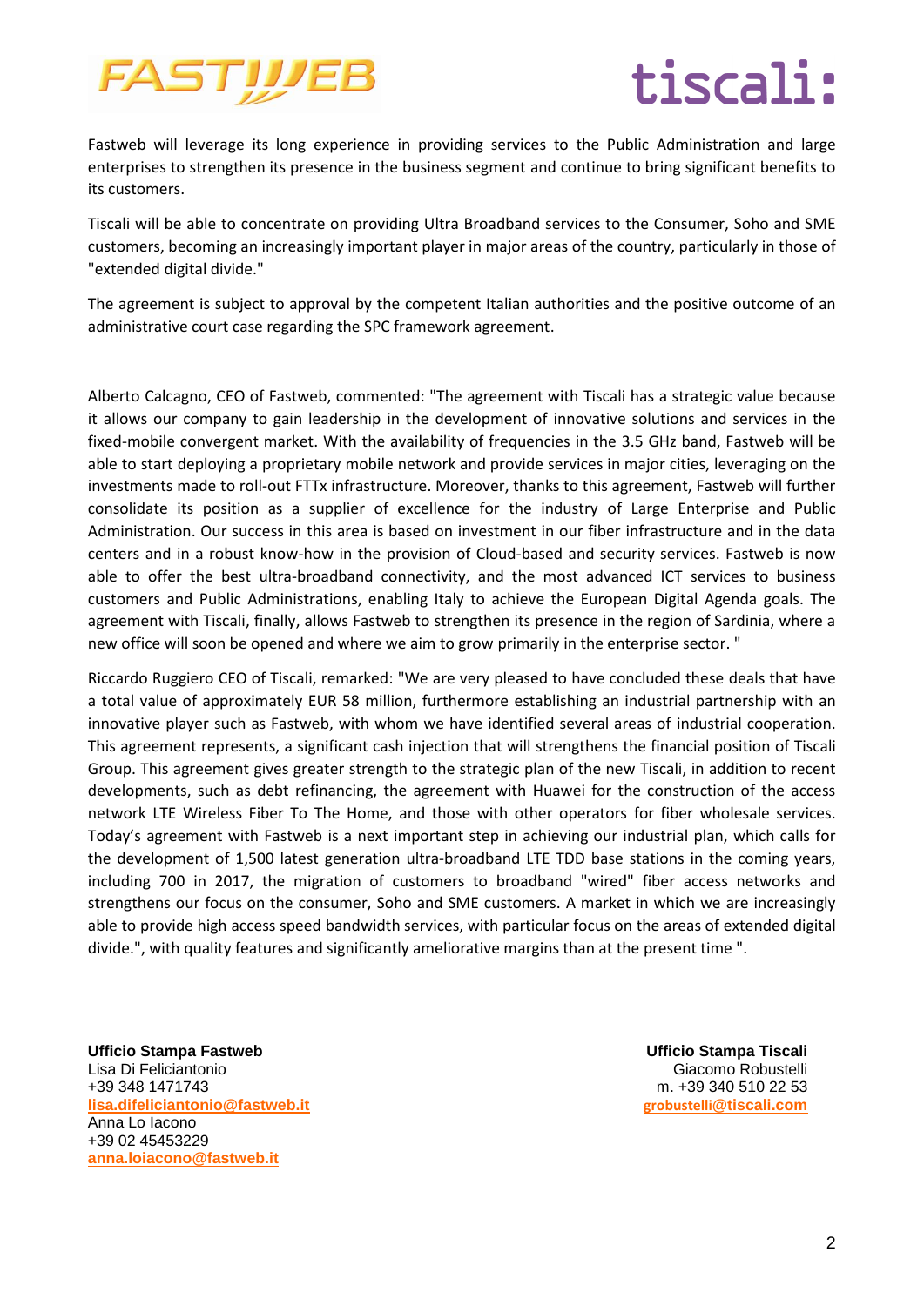Fastweb will leverage its long experience in providing services to the Public Administration and large enterprises to strengthen its presence in the business segment and continue to bring significant benefits to its customers.

Tiscali will be able to concentrate on providing Ultra Broadband services to the Consumer, Soho and SME customers, becoming an increasingly important player in major areas of the country, particularly in those of "extended digital divide."

The agreement is subject to approval by the competent Italian authorities and the positive outcome of an administrative court case regarding the SPC framework agreement.

Alberto Calcagno, CEO of Fastweb, commented: "The agreement with Tiscali has a strategic value because it allows our company to gain leadership in the development of innovative solutions and services in the fixed-mobile convergent market. With the availability of frequencies in the 3.5 GHz band, Fastweb will be able to start deploying a proprietary mobile network and provide services in major cities, leveraging on the investments made to roll-out FTTx infrastructure. Moreover, thanks to this agreement, Fastweb will further consolidate its position as a supplier of excellence for the industry of Large Enterprise and Public Administration. Our success in this area is based on investment in our fiber infrastructure and in the data centers and in a robust know-how in the provision of Cloud-based and security services. Fastweb is now able to offer the best ultra-broadband connectivity, and the most advanced ICT services to business customers and Public Administrations, enabling Italy to achieve the European Digital Agenda goals. The agreement with Tiscali, finally, allows Fastweb to strengthen its presence in the region of Sardinia, where a new office will soon be opened and where we aim to grow primarily in the enterprise sector. "

Riccardo Ruggiero CEO of Tiscali, remarked: "We are very pleased to have concluded these deals that have a total value of approximately EUR 58 million, furthermore establishing an industrial partnership with an innovative player such as Fastweb, with whom we have identified several areas of industrial cooperation. This agreement represents, a significant cash injection that will strengthens the financial position of Tiscali Group. This agreement gives greater strength to the strategic plan of the new Tiscali, in addition to recent developments, such as debt refinancing, the agreement with Huawei for the construction of the access network LTE Wireless Fiber To The Home, and those with other operators for fiber wholesale services. Today's agreement with Fastweb is a next important step in achieving our industrial plan, which calls for the development of 1,500 latest generation ultra-broadband LTE TDD base stations in the coming years, including 700 in 2017, the migration of customers to broadband "wired" fiber access networks and strengthens our focus on the consumer, Soho and SME customers. A market in which we are increasingly able to provide high access speed bandwidth services, with particular focus on the areas of extended digital divide.", with quality features and significantly ameliorative margins than at the present time ".

**Ufficio Stampa Fastweb**
Lisa Di Feliciantonio
+39 348 1471743
lisa.difeliciantonio@fastweb.it
Anna Lo Iacono
+39 02 45453229
anna.loiacono@fastweb.it

**Ufficio Stampa Tiscali**
Giacomo Robustelli
m. +39 340 510 22 53
grobustelli@tiscali.com